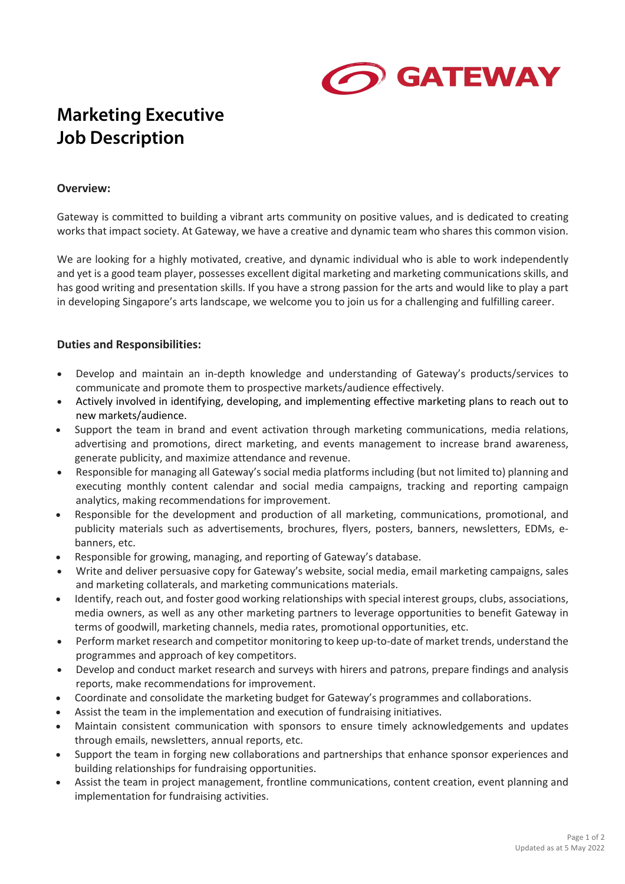GATEWAY

# Marketing Executive
# Job Description

**Overview:**

Gateway is committed to building a vibrant arts community on positive values, and is dedicated to creating works that impact society. At Gateway, we have a creative and dynamic team who shares this common vision.

We are looking for a highly motivated, creative, and dynamic individual who is able to work independently and yet is a good team player, possesses excellent digital marketing and marketing communications skills, and has good writing and presentation skills. If you have a strong passion for the arts and would like to play a part in developing Singapore's arts landscape, we welcome you to join us for a challenging and fulfilling career.

**Duties and Responsibilities:**

- Develop and maintain an in-depth knowledge and understanding of Gateway's products/services to communicate and promote them to prospective markets/audience effectively.
- Actively involved in identifying, developing, and implementing effective marketing plans to reach out to new markets/audience.
- Support the team in brand and event activation through marketing communications, media relations, advertising and promotions, direct marketing, and events management to increase brand awareness, generate publicity, and maximize attendance and revenue.
- Responsible for managing all Gateway's social media platforms including (but not limited to) planning and executing monthly content calendar and social media campaigns, tracking and reporting campaign analytics, making recommendations for improvement.
- Responsible for the development and production of all marketing, communications, promotional, and publicity materials such as advertisements, brochures, flyers, posters, banners, newsletters, EDMs, e-banners, etc.
- Responsible for growing, managing, and reporting of Gateway's database.
- Write and deliver persuasive copy for Gateway's website, social media, email marketing campaigns, sales and marketing collaterals, and marketing communications materials.
- Identify, reach out, and foster good working relationships with special interest groups, clubs, associations, media owners, as well as any other marketing partners to leverage opportunities to benefit Gateway in terms of goodwill, marketing channels, media rates, promotional opportunities, etc.
- Perform market research and competitor monitoring to keep up-to-date of market trends, understand the programmes and approach of key competitors.
- Develop and conduct market research and surveys with hirers and patrons, prepare findings and analysis reports, make recommendations for improvement.
- Coordinate and consolidate the marketing budget for Gateway's programmes and collaborations.
- Assist the team in the implementation and execution of fundraising initiatives.
- Maintain consistent communication with sponsors to ensure timely acknowledgements and updates through emails, newsletters, annual reports, etc.
- Support the team in forging new collaborations and partnerships that enhance sponsor experiences and building relationships for fundraising opportunities.
- Assist the team in project management, frontline communications, content creation, event planning and implementation for fundraising activities.

Updated as at 5 May 2022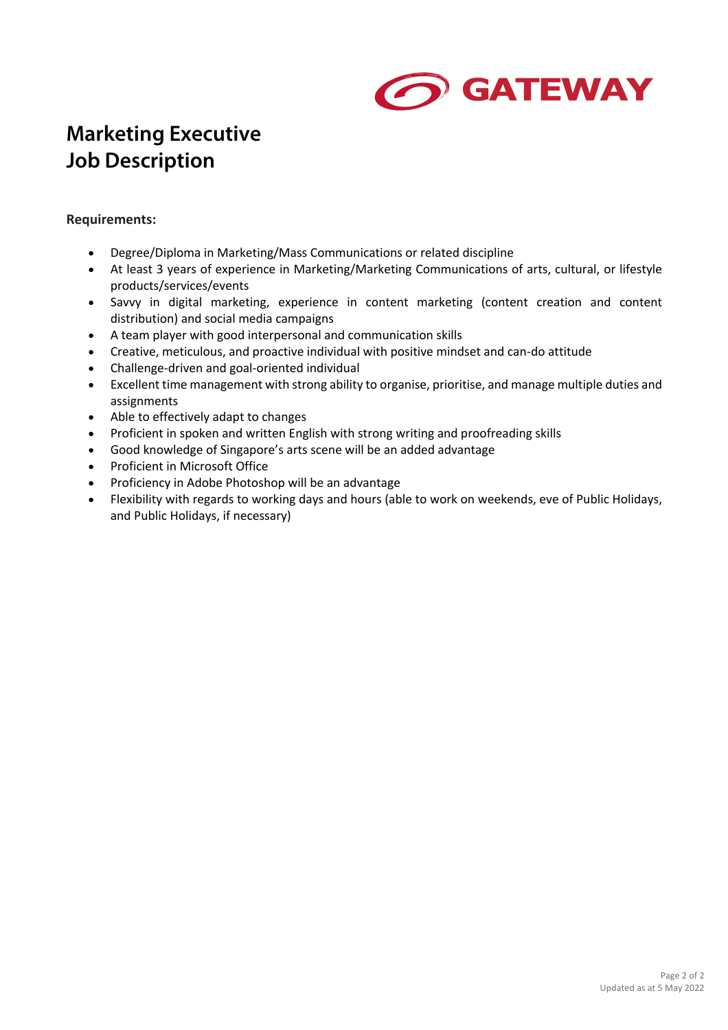# Marketing Executive Job Description

**Requirements:**

- Degree/Diploma in Marketing/Mass Communications or related discipline
- At least 3 years of experience in Marketing/Marketing Communications of arts, cultural, or lifestyle products/services/events
- Savvy in digital marketing, experience in content marketing (content creation and content distribution) and social media campaigns
- A team player with good interpersonal and communication skills
- Creative, meticulous, and proactive individual with positive mindset and can-do attitude
- Challenge-driven and goal-oriented individual
- Excellent time management with strong ability to organise, prioritise, and manage multiple duties and assignments
- Able to effectively adapt to changes
- Proficient in spoken and written English with strong writing and proofreading skills
- Good knowledge of Singapore's arts scene will be an added advantage
- Proficient in Microsoft Office
- Proficiency in Adobe Photoshop will be an advantage
- Flexibility with regards to working days and hours (able to work on weekends, eve of Public Holidays, and Public Holidays, if necessary)

Updated as at 5 May 2022